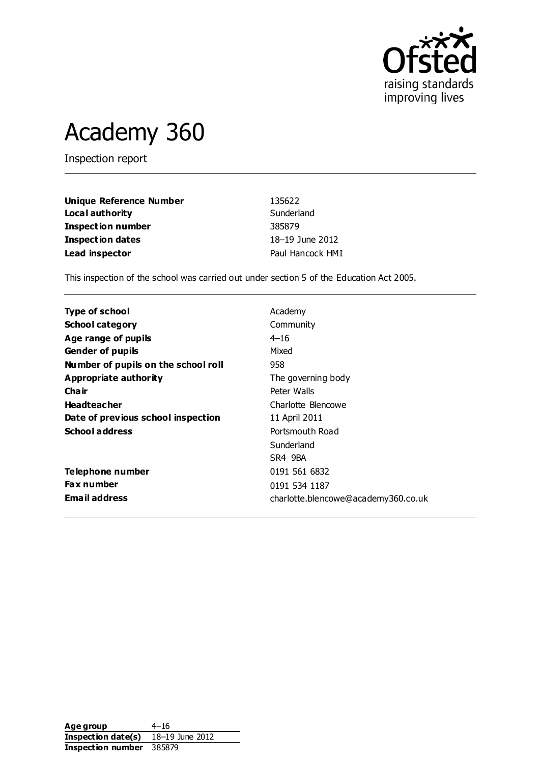# Academy 360

Inspection report

| | |
|---|---|
| **Unique Reference Number** | 135622 |
| **Local authority** | Sunderland |
| **Inspection number** | 385879 |
| **Inspection dates** | 18–19 June 2012 |
| **Lead inspector** | Paul Hancock HMI |

This inspection of the school was carried out under section 5 of the Education Act 2005.

| | |
|---|---|
| **Type of school** | Academy |
| **School category** | Community |
| **Age range of pupils** | 4–16 |
| **Gender of pupils** | Mixed |
| **Number of pupils on the school roll** | 958 |
| **Appropriate authority** | The governing body |
| **Chair** | Peter Walls |
| **Headteacher** | Charlotte Blencowe |
| **Date of previous school inspection** | 11 April 2011 |
| **School address** | Portsmouth Road<br>Sunderland<br>SR4 9BA |
| **Telephone number** | 0191 561 6832 |
| **Fax number** | 0191 534 1187 |
| **Email address** | charlotte.blencowe@academy360.co.uk |

| | |
|---|---|
| **Age group** | 4–16 |
| **Inspection date(s)** | 18–19 June 2012 |
| **Inspection number** | 385879 |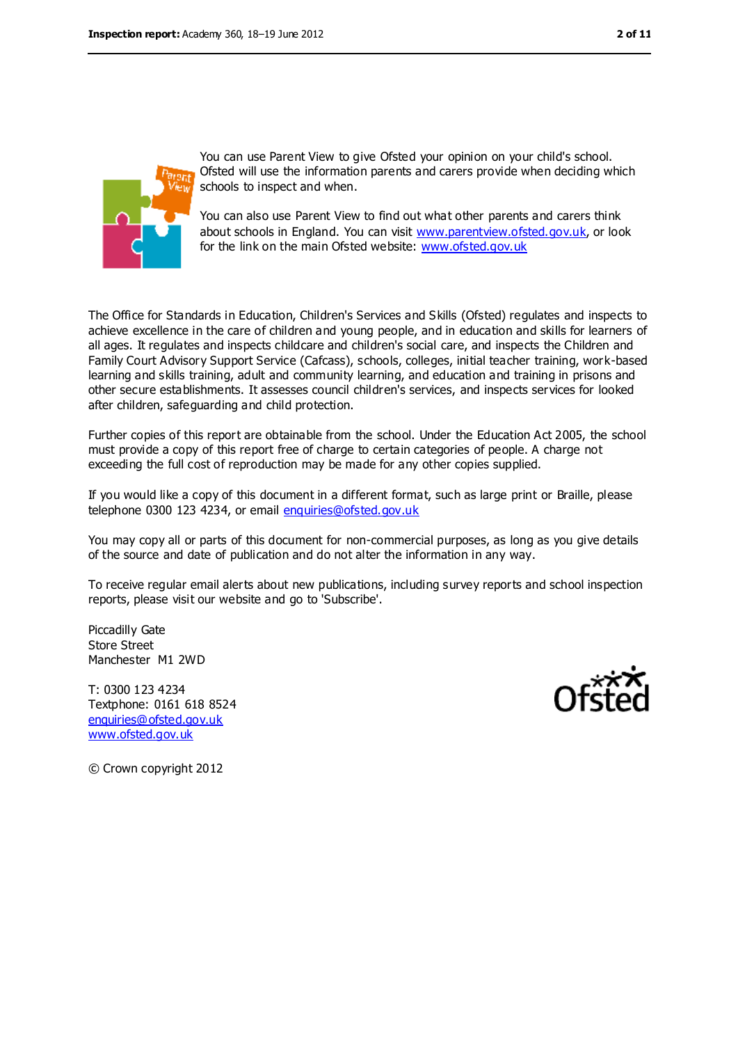You can use Parent View to give Ofsted your opinion on your child's school. Ofsted will use the information parents and carers provide when deciding which schools to inspect and when.

You can also use Parent View to find out what other parents and carers think about schools in England. You can visit www.parentview.ofsted.gov.uk, or look for the link on the main Ofsted website: www.ofsted.gov.uk

The Office for Standards in Education, Children's Services and Skills (Ofsted) regulates and inspects to achieve excellence in the care of children and young people, and in education and skills for learners of all ages. It regulates and inspects childcare and children's social care, and inspects the Children and Family Court Advisory Support Service (Cafcass), schools, colleges, initial teacher training, work-based learning and skills training, adult and community learning, and education and training in prisons and other secure establishments. It assesses council children's services, and inspects services for looked after children, safeguarding and child protection.

Further copies of this report are obtainable from the school. Under the Education Act 2005, the school must provide a copy of this report free of charge to certain categories of people. A charge not exceeding the full cost of reproduction may be made for any other copies supplied.

If you would like a copy of this document in a different format, such as large print or Braille, please telephone 0300 123 4234, or email enquiries@ofsted.gov.uk

You may copy all or parts of this document for non-commercial purposes, as long as you give details of the source and date of publication and do not alter the information in any way.

To receive regular email alerts about new publications, including survey reports and school inspection reports, please visit our website and go to 'Subscribe'.

Piccadilly Gate
Store Street
Manchester M1 2WD

T: 0300 123 4234
Textphone: 0161 618 8524
enquiries@ofsted.gov.uk
www.ofsted.gov.uk

© Crown copyright 2012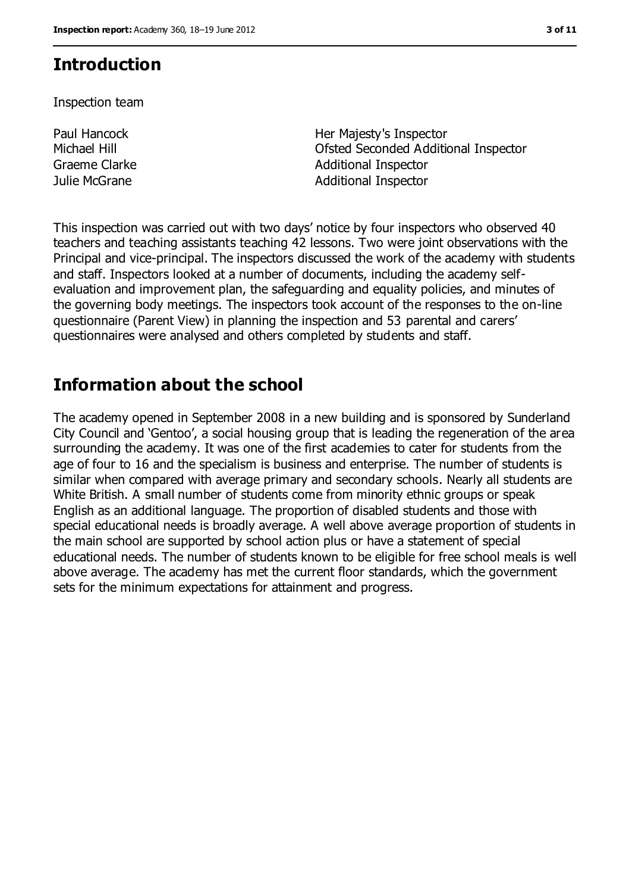## Introduction

Inspection team

| | |
|---|---|
| Paul Hancock | Her Majesty's Inspector |
| Michael Hill | Ofsted Seconded Additional Inspector |
| Graeme Clarke | Additional Inspector |
| Julie McGrane | Additional Inspector |

This inspection was carried out with two days' notice by four inspectors who observed 40 teachers and teaching assistants teaching 42 lessons. Two were joint observations with the Principal and vice-principal. The inspectors discussed the work of the academy with students and staff. Inspectors looked at a number of documents, including the academy self-evaluation and improvement plan, the safeguarding and equality policies, and minutes of the governing body meetings. The inspectors took account of the responses to the on-line questionnaire (Parent View) in planning the inspection and 53 parental and carers' questionnaires were analysed and others completed by students and staff.

## Information about the school

The academy opened in September 2008 in a new building and is sponsored by Sunderland City Council and 'Gentoo', a social housing group that is leading the regeneration of the area surrounding the academy. It was one of the first academies to cater for students from the age of four to 16 and the specialism is business and enterprise. The number of students is similar when compared with average primary and secondary schools. Nearly all students are White British. A small number of students come from minority ethnic groups or speak English as an additional language. The proportion of disabled students and those with special educational needs is broadly average. A well above average proportion of students in the main school are supported by school action plus or have a statement of special educational needs. The number of students known to be eligible for free school meals is well above average. The academy has met the current floor standards, which the government sets for the minimum expectations for attainment and progress.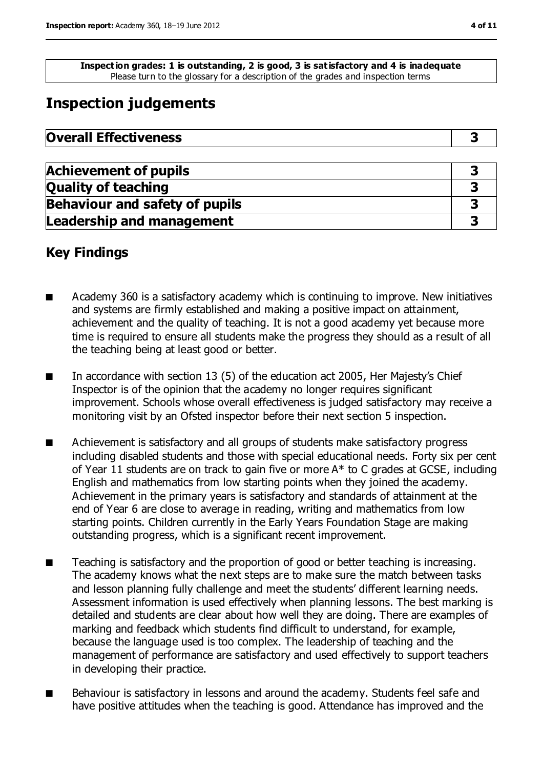**Inspection grades: 1 is outstanding, 2 is good, 3 is satisfactory and 4 is inadequate**
Please turn to the glossary for a description of the grades and inspection terms

# Inspection judgements

| **Overall Effectiveness** | **3** |
| --- | --- |

| **Achievement of pupils** | **3** |
| --- | --- |
| **Quality of teaching** | **3** |
| **Behaviour and safety of pupils** | **3** |
| **Leadership and management** | **3** |

## Key Findings

- Academy 360 is a satisfactory academy which is continuing to improve. New initiatives and systems are firmly established and making a positive impact on attainment, achievement and the quality of teaching. It is not a good academy yet because more time is required to ensure all students make the progress they should as a result of all the teaching being at least good or better.

- In accordance with section 13 (5) of the education act 2005, Her Majesty's Chief Inspector is of the opinion that the academy no longer requires significant improvement. Schools whose overall effectiveness is judged satisfactory may receive a monitoring visit by an Ofsted inspector before their next section 5 inspection.

- Achievement is satisfactory and all groups of students make satisfactory progress including disabled students and those with special educational needs. Forty six per cent of Year 11 students are on track to gain five or more A* to C grades at GCSE, including English and mathematics from low starting points when they joined the academy. Achievement in the primary years is satisfactory and standards of attainment at the end of Year 6 are close to average in reading, writing and mathematics from low starting points. Children currently in the Early Years Foundation Stage are making outstanding progress, which is a significant recent improvement.

- Teaching is satisfactory and the proportion of good or better teaching is increasing. The academy knows what the next steps are to make sure the match between tasks and lesson planning fully challenge and meet the students' different learning needs. Assessment information is used effectively when planning lessons. The best marking is detailed and students are clear about how well they are doing. There are examples of marking and feedback which students find difficult to understand, for example, because the language used is too complex. The leadership of teaching and the management of performance are satisfactory and used effectively to support teachers in developing their practice.

- Behaviour is satisfactory in lessons and around the academy. Students feel safe and have positive attitudes when the teaching is good. Attendance has improved and the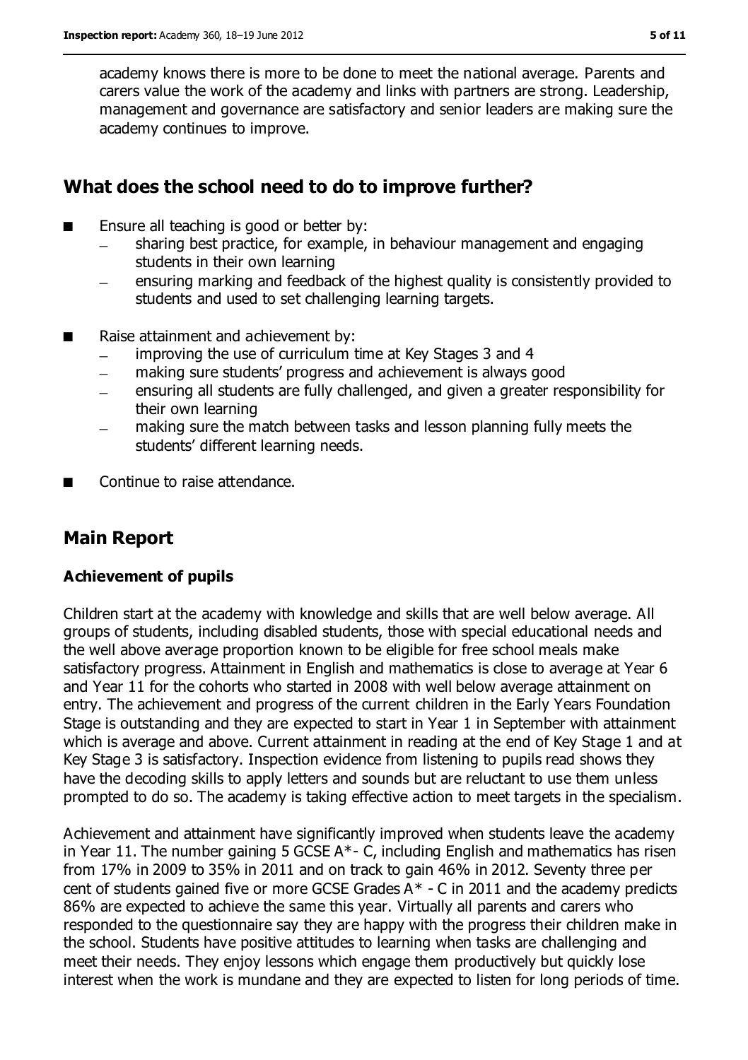academy knows there is more to be done to meet the national average. Parents and carers value the work of the academy and links with partners are strong. Leadership, management and governance are satisfactory and senior leaders are making sure the academy continues to improve.

## What does the school need to do to improve further?

- Ensure all teaching is good or better by:
  - sharing best practice, for example, in behaviour management and engaging students in their own learning
  - ensuring marking and feedback of the highest quality is consistently provided to students and used to set challenging learning targets.
- Raise attainment and achievement by:
  - improving the use of curriculum time at Key Stages 3 and 4
  - making sure students' progress and achievement is always good
  - ensuring all students are fully challenged, and given a greater responsibility for their own learning
  - making sure the match between tasks and lesson planning fully meets the students' different learning needs.
- Continue to raise attendance.

## Main Report

### Achievement of pupils

Children start at the academy with knowledge and skills that are well below average. All groups of students, including disabled students, those with special educational needs and the well above average proportion known to be eligible for free school meals make satisfactory progress. Attainment in English and mathematics is close to average at Year 6 and Year 11 for the cohorts who started in 2008 with well below average attainment on entry. The achievement and progress of the current children in the Early Years Foundation Stage is outstanding and they are expected to start in Year 1 in September with attainment which is average and above. Current attainment in reading at the end of Key Stage 1 and at Key Stage 3 is satisfactory. Inspection evidence from listening to pupils read shows they have the decoding skills to apply letters and sounds but are reluctant to use them unless prompted to do so. The academy is taking effective action to meet targets in the specialism.

Achievement and attainment have significantly improved when students leave the academy in Year 11. The number gaining 5 GCSE A*- C, including English and mathematics has risen from 17% in 2009 to 35% in 2011 and on track to gain 46% in 2012. Seventy three per cent of students gained five or more GCSE Grades A* - C in 2011 and the academy predicts 86% are expected to achieve the same this year. Virtually all parents and carers who responded to the questionnaire say they are happy with the progress their children make in the school. Students have positive attitudes to learning when tasks are challenging and meet their needs. They enjoy lessons which engage them productively but quickly lose interest when the work is mundane and they are expected to listen for long periods of time.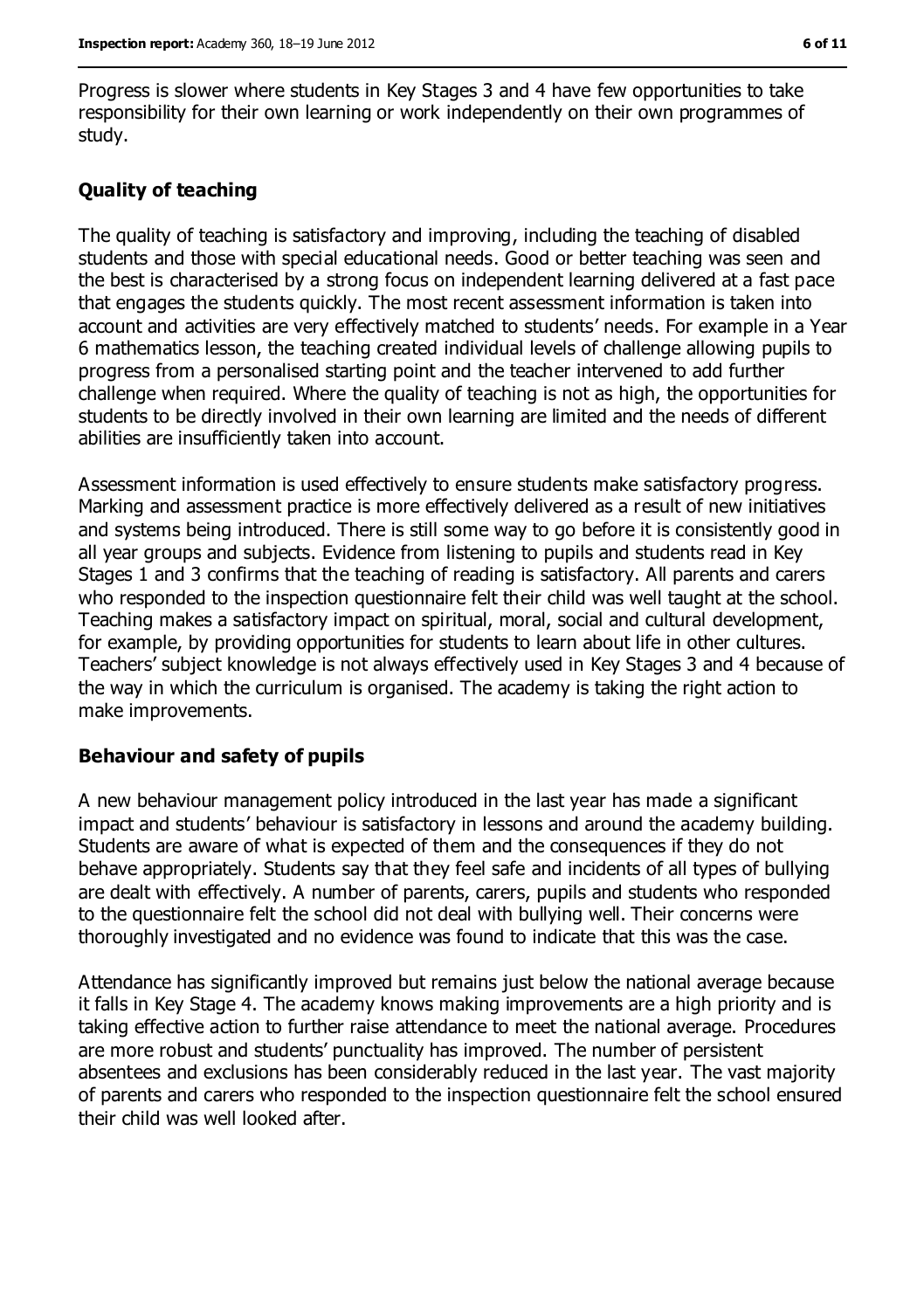Progress is slower where students in Key Stages 3 and 4 have few opportunities to take responsibility for their own learning or work independently on their own programmes of study.

### Quality of teaching

The quality of teaching is satisfactory and improving, including the teaching of disabled students and those with special educational needs. Good or better teaching was seen and the best is characterised by a strong focus on independent learning delivered at a fast pace that engages the students quickly. The most recent assessment information is taken into account and activities are very effectively matched to students' needs. For example in a Year 6 mathematics lesson, the teaching created individual levels of challenge allowing pupils to progress from a personalised starting point and the teacher intervened to add further challenge when required. Where the quality of teaching is not as high, the opportunities for students to be directly involved in their own learning are limited and the needs of different abilities are insufficiently taken into account.

Assessment information is used effectively to ensure students make satisfactory progress. Marking and assessment practice is more effectively delivered as a result of new initiatives and systems being introduced. There is still some way to go before it is consistently good in all year groups and subjects. Evidence from listening to pupils and students read in Key Stages 1 and 3 confirms that the teaching of reading is satisfactory. All parents and carers who responded to the inspection questionnaire felt their child was well taught at the school. Teaching makes a satisfactory impact on spiritual, moral, social and cultural development, for example, by providing opportunities for students to learn about life in other cultures. Teachers' subject knowledge is not always effectively used in Key Stages 3 and 4 because of the way in which the curriculum is organised. The academy is taking the right action to make improvements.

### Behaviour and safety of pupils

A new behaviour management policy introduced in the last year has made a significant impact and students' behaviour is satisfactory in lessons and around the academy building. Students are aware of what is expected of them and the consequences if they do not behave appropriately. Students say that they feel safe and incidents of all types of bullying are dealt with effectively. A number of parents, carers, pupils and students who responded to the questionnaire felt the school did not deal with bullying well. Their concerns were thoroughly investigated and no evidence was found to indicate that this was the case.

Attendance has significantly improved but remains just below the national average because it falls in Key Stage 4. The academy knows making improvements are a high priority and is taking effective action to further raise attendance to meet the national average. Procedures are more robust and students' punctuality has improved. The number of persistent absentees and exclusions has been considerably reduced in the last year. The vast majority of parents and carers who responded to the inspection questionnaire felt the school ensured their child was well looked after.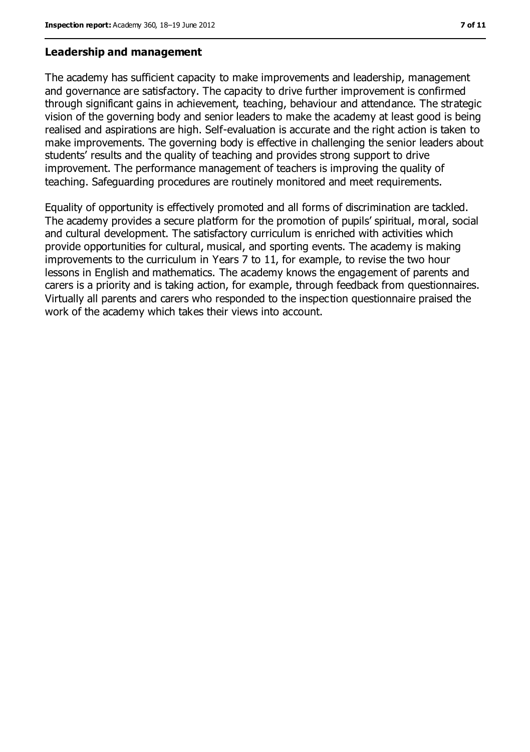## Leadership and management

The academy has sufficient capacity to make improvements and leadership, management and governance are satisfactory. The capacity to drive further improvement is confirmed through significant gains in achievement, teaching, behaviour and attendance. The strategic vision of the governing body and senior leaders to make the academy at least good is being realised and aspirations are high. Self-evaluation is accurate and the right action is taken to make improvements. The governing body is effective in challenging the senior leaders about students' results and the quality of teaching and provides strong support to drive improvement. The performance management of teachers is improving the quality of teaching. Safeguarding procedures are routinely monitored and meet requirements.

Equality of opportunity is effectively promoted and all forms of discrimination are tackled. The academy provides a secure platform for the promotion of pupils' spiritual, moral, social and cultural development. The satisfactory curriculum is enriched with activities which provide opportunities for cultural, musical, and sporting events. The academy is making improvements to the curriculum in Years 7 to 11, for example, to revise the two hour lessons in English and mathematics. The academy knows the engagement of parents and carers is a priority and is taking action, for example, through feedback from questionnaires. Virtually all parents and carers who responded to the inspection questionnaire praised the work of the academy which takes their views into account.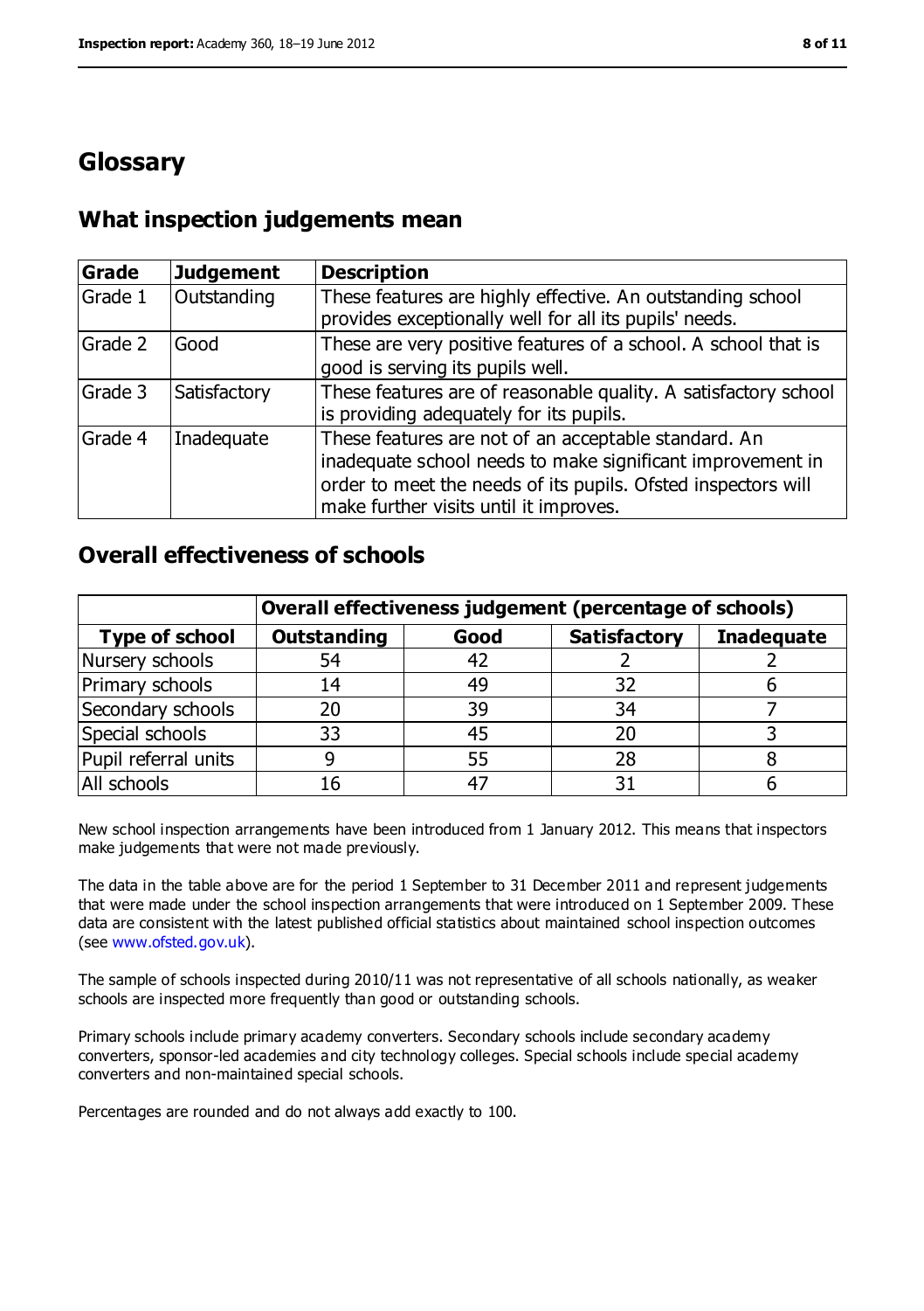# Glossary

## What inspection judgements mean

| Grade | Judgement | Description |
| --- | --- | --- |
| Grade 1 | Outstanding | These features are highly effective. An outstanding school provides exceptionally well for all its pupils' needs. |
| Grade 2 | Good | These are very positive features of a school. A school that is good is serving its pupils well. |
| Grade 3 | Satisfactory | These features are of reasonable quality. A satisfactory school is providing adequately for its pupils. |
| Grade 4 | Inadequate | These features are not of an acceptable standard. An inadequate school needs to make significant improvement in order to meet the needs of its pupils. Ofsted inspectors will make further visits until it improves. |

## Overall effectiveness of schools

| | Overall effectiveness judgement (percentage of schools) | | | |
| --- | --- | --- | --- | --- |
| **Type of school** | **Outstanding** | **Good** | **Satisfactory** | **Inadequate** |
| Nursery schools | 54 | 42 | 2 | 2 |
| Primary schools | 14 | 49 | 32 | 6 |
| Secondary schools | 20 | 39 | 34 | 7 |
| Special schools | 33 | 45 | 20 | 3 |
| Pupil referral units | 9 | 55 | 28 | 8 |
| All schools | 16 | 47 | 31 | 6 |

New school inspection arrangements have been introduced from 1 January 2012. This means that inspectors make judgements that were not made previously.

The data in the table above are for the period 1 September to 31 December 2011 and represent judgements that were made under the school inspection arrangements that were introduced on 1 September 2009. These data are consistent with the latest published official statistics about maintained school inspection outcomes (see www.ofsted.gov.uk).

The sample of schools inspected during 2010/11 was not representative of all schools nationally, as weaker schools are inspected more frequently than good or outstanding schools.

Primary schools include primary academy converters. Secondary schools include secondary academy converters, sponsor-led academies and city technology colleges. Special schools include special academy converters and non-maintained special schools.

Percentages are rounded and do not always add exactly to 100.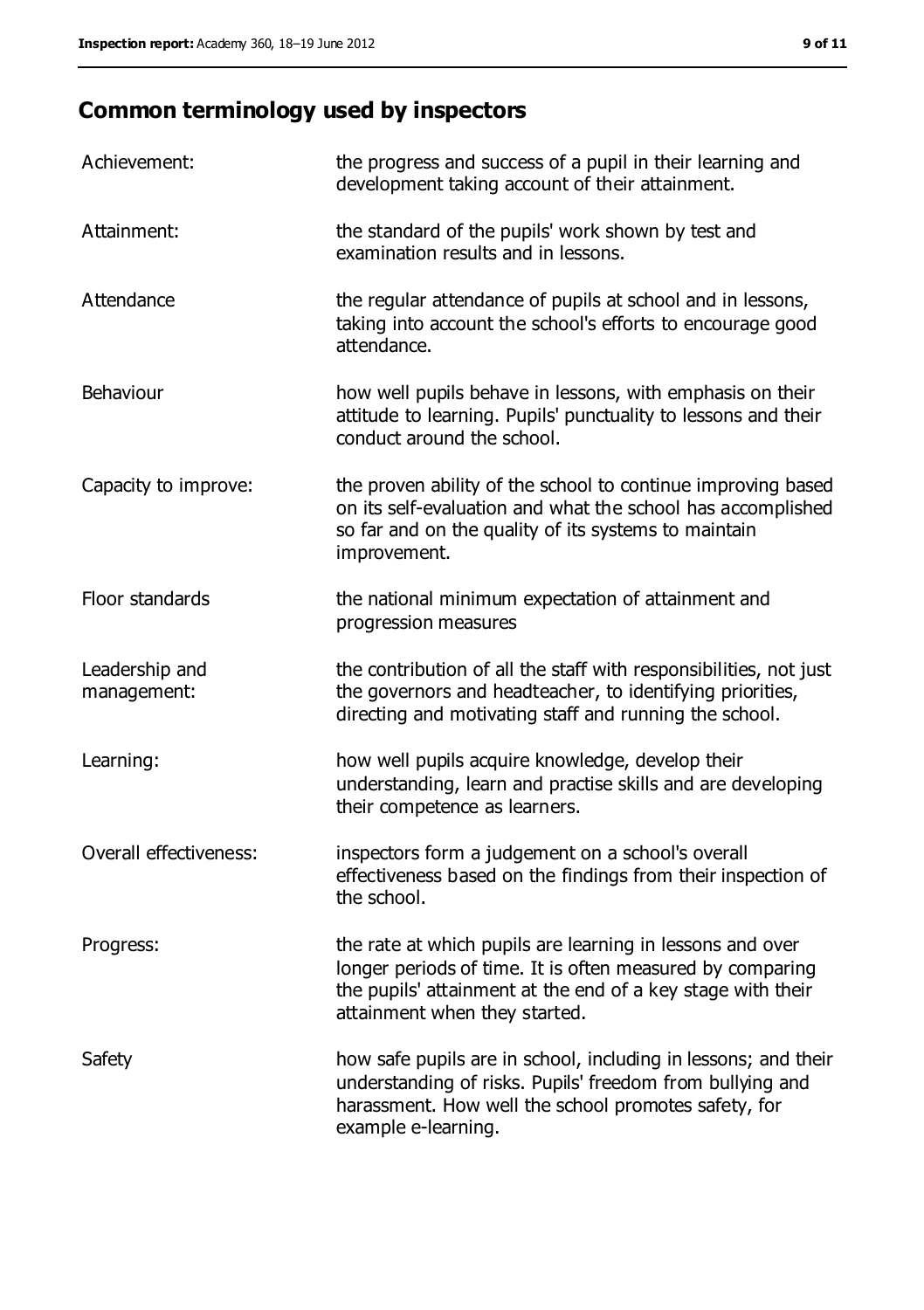## Common terminology used by inspectors

| | |
|---|---|
| Achievement: | the progress and success of a pupil in their learning and development taking account of their attainment. |
| Attainment: | the standard of the pupils' work shown by test and examination results and in lessons. |
| Attendance | the regular attendance of pupils at school and in lessons, taking into account the school's efforts to encourage good attendance. |
| Behaviour | how well pupils behave in lessons, with emphasis on their attitude to learning. Pupils' punctuality to lessons and their conduct around the school. |
| Capacity to improve: | the proven ability of the school to continue improving based on its self-evaluation and what the school has accomplished so far and on the quality of its systems to maintain improvement. |
| Floor standards | the national minimum expectation of attainment and progression measures |
| Leadership and management: | the contribution of all the staff with responsibilities, not just the governors and headteacher, to identifying priorities, directing and motivating staff and running the school. |
| Learning: | how well pupils acquire knowledge, develop their understanding, learn and practise skills and are developing their competence as learners. |
| Overall effectiveness: | inspectors form a judgement on a school's overall effectiveness based on the findings from their inspection of the school. |
| Progress: | the rate at which pupils are learning in lessons and over longer periods of time. It is often measured by comparing the pupils' attainment at the end of a key stage with their attainment when they started. |
| Safety | how safe pupils are in school, including in lessons; and their understanding of risks. Pupils' freedom from bullying and harassment. How well the school promotes safety, for example e-learning. |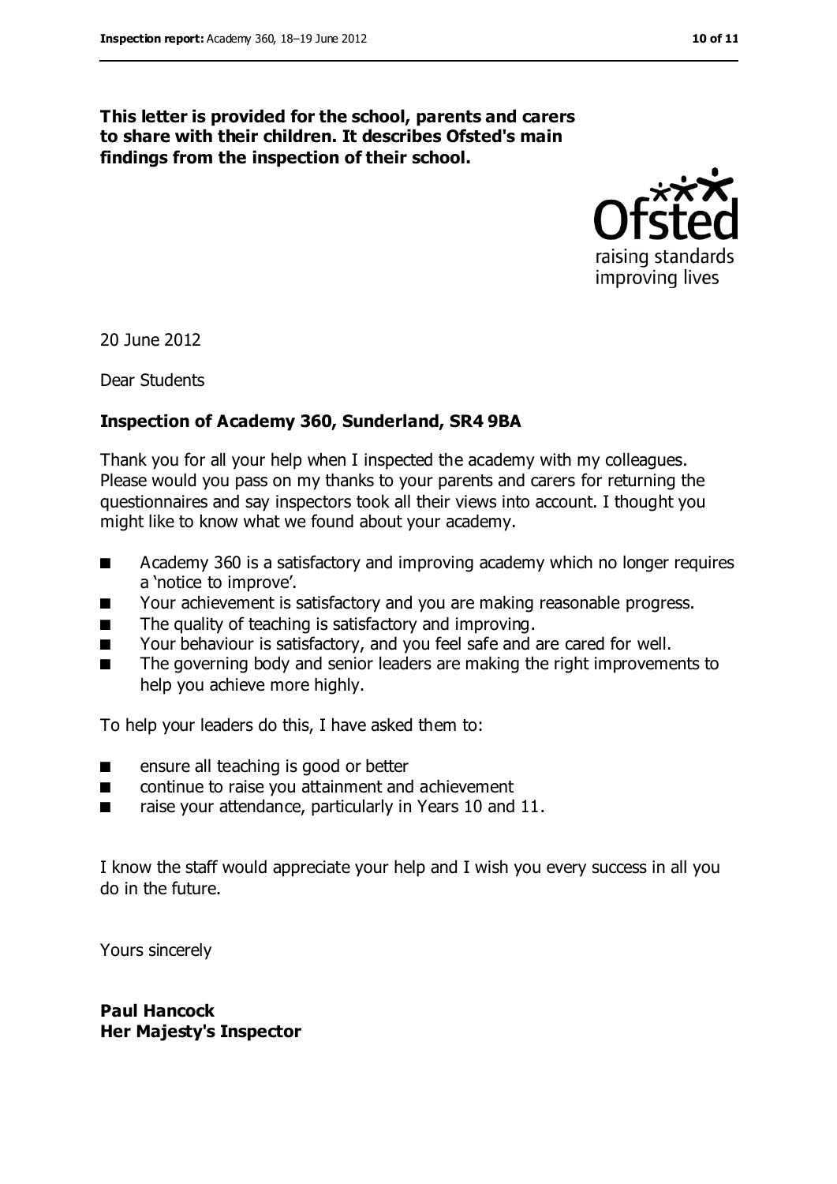**This letter is provided for the school, parents and carers to share with their children. It describes Ofsted's main findings from the inspection of their school.**

20 June 2012

Dear Students

**Inspection of Academy 360, Sunderland, SR4 9BA**

Thank you for all your help when I inspected the academy with my colleagues. Please would you pass on my thanks to your parents and carers for returning the questionnaires and say inspectors took all their views into account. I thought you might like to know what we found about your academy.

- Academy 360 is a satisfactory and improving academy which no longer requires a 'notice to improve'.
- Your achievement is satisfactory and you are making reasonable progress.
- The quality of teaching is satisfactory and improving.
- Your behaviour is satisfactory, and you feel safe and are cared for well.
- The governing body and senior leaders are making the right improvements to help you achieve more highly.

To help your leaders do this, I have asked them to:

- ensure all teaching is good or better
- continue to raise you attainment and achievement
- raise your attendance, particularly in Years 10 and 11.

I know the staff would appreciate your help and I wish you every success in all you do in the future.

Yours sincerely

**Paul Hancock**
**Her Majesty's Inspector**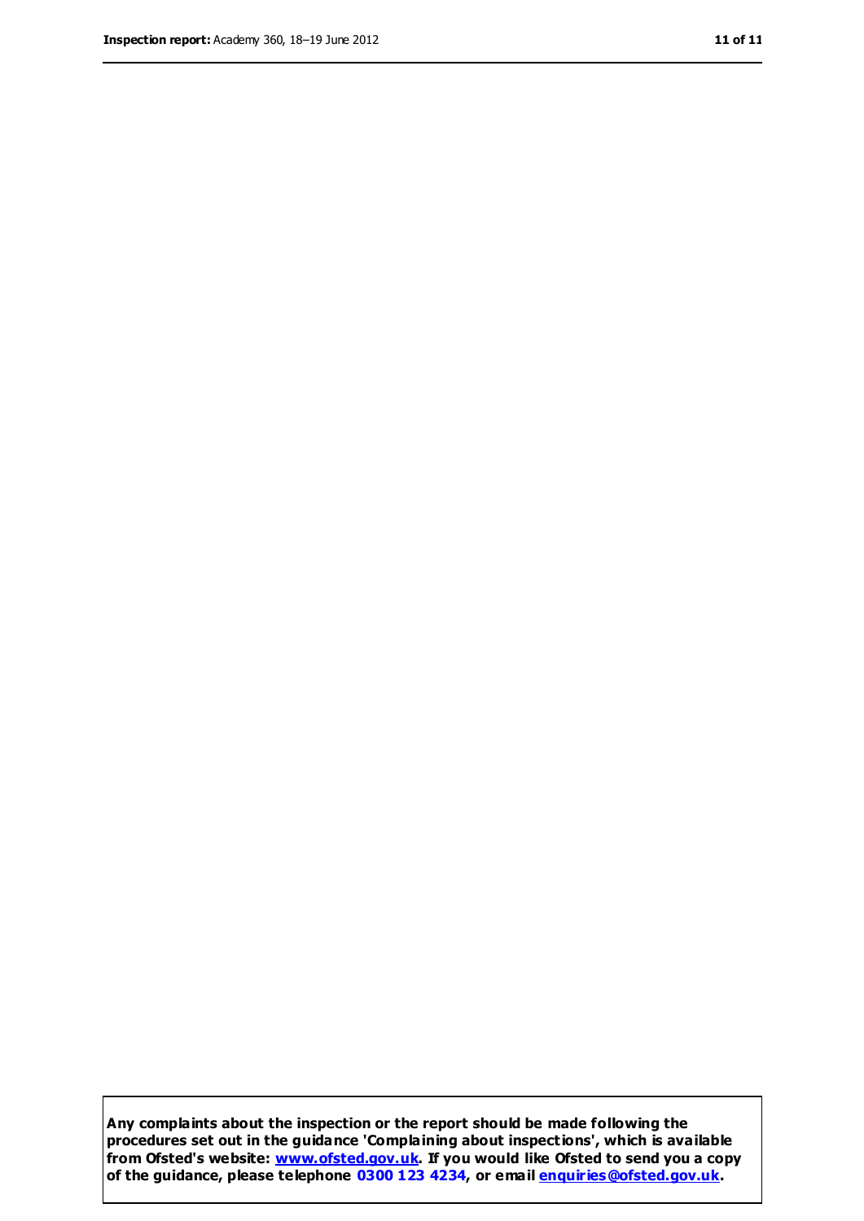**Any complaints about the inspection or the report should be made following the procedures set out in the guidance 'Complaining about inspections', which is available from Ofsted's website: [www.ofsted.gov.uk](http://www.ofsted.gov.uk). If you would like Ofsted to send you a copy of the guidance, please telephone 0300 123 4234, or email [enquiries@ofsted.gov.uk](mailto:enquiries@ofsted.gov.uk).**